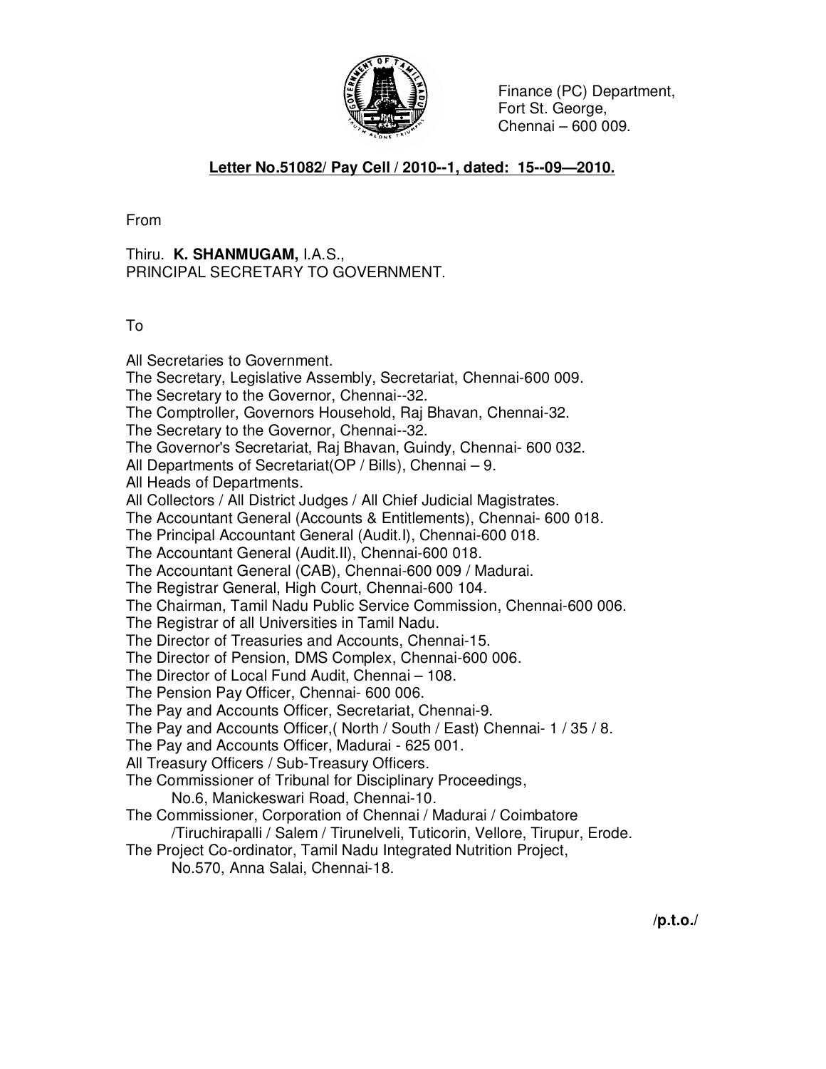Finance (PC) Department,
Fort St. George,
Chennai – 600 009.

**Letter No.51082/ Pay Cell / 2010--1, dated: 15--09—2010.**

From

Thiru. **K. SHANMUGAM,** I.A.S.,
PRINCIPAL SECRETARY TO GOVERNMENT.

To

All Secretaries to Government.
The Secretary, Legislative Assembly, Secretariat, Chennai-600 009.
The Secretary to the Governor, Chennai--32.
The Comptroller, Governors Household, Raj Bhavan, Chennai-32.
The Secretary to the Governor, Chennai--32.
The Governor's Secretariat, Raj Bhavan, Guindy, Chennai- 600 032.
All Departments of Secretariat(OP / Bills), Chennai – 9.
All Heads of Departments.
All Collectors / All District Judges / All Chief Judicial Magistrates.
The Accountant General (Accounts & Entitlements), Chennai- 600 018.
The Principal Accountant General (Audit.I), Chennai-600 018.
The Accountant General (Audit.II), Chennai-600 018.
The Accountant General (CAB), Chennai-600 009 / Madurai.
The Registrar General, High Court, Chennai-600 104.
The Chairman, Tamil Nadu Public Service Commission, Chennai-600 006.
The Registrar of all Universities in Tamil Nadu.
The Director of Treasuries and Accounts, Chennai-15.
The Director of Pension, DMS Complex, Chennai-600 006.
The Director of Local Fund Audit, Chennai – 108.
The Pension Pay Officer, Chennai- 600 006.
The Pay and Accounts Officer, Secretariat, Chennai-9.
The Pay and Accounts Officer,( North / South / East) Chennai- 1 / 35 / 8.
The Pay and Accounts Officer, Madurai - 625 001.
All Treasury Officers / Sub-Treasury Officers.
The Commissioner of Tribunal for Disciplinary Proceedings,
No.6, Manickeswari Road, Chennai-10.
The Commissioner, Corporation of Chennai / Madurai / Coimbatore
/Tiruchirapalli / Salem / Tirunelveli, Tuticorin, Vellore, Tirupur, Erode.
The Project Co-ordinator, Tamil Nadu Integrated Nutrition Project,
No.570, Anna Salai, Chennai-18.

**/p.t.o./**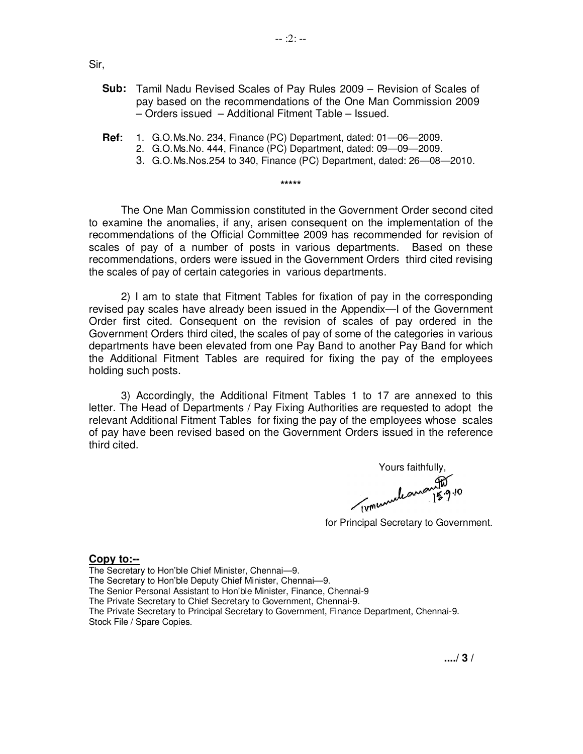Sir,

**Sub:** Tamil Nadu Revised Scales of Pay Rules 2009 – Revision of Scales of pay based on the recommendations of the One Man Commission 2009 – Orders issued – Additional Fitment Table – Issued.

**Ref:**
1. G.O.Ms.No. 234, Finance (PC) Department, dated: 01—06—2009.
2. G.O.Ms.No. 444, Finance (PC) Department, dated: 09—09—2009.
3. G.O.Ms.Nos.254 to 340, Finance (PC) Department, dated: 26—08—2010.

*****

The One Man Commission constituted in the Government Order second cited to examine the anomalies, if any, arisen consequent on the implementation of the recommendations of the Official Committee 2009 has recommended for revision of scales of pay of a number of posts in various departments. Based on these recommendations, orders were issued in the Government Orders third cited revising the scales of pay of certain categories in various departments.

2) I am to state that Fitment Tables for fixation of pay in the corresponding revised pay scales have already been issued in the Appendix—I of the Government Order first cited. Consequent on the revision of scales of pay ordered in the Government Orders third cited, the scales of pay of some of the categories in various departments have been elevated from one Pay Band to another Pay Band for which the Additional Fitment Tables are required for fixing the pay of the employees holding such posts.

3) Accordingly, the Additional Fitment Tables 1 to 17 are annexed to this letter. The Head of Departments / Pay Fixing Authorities are requested to adopt the relevant Additional Fitment Tables for fixing the pay of the employees whose scales of pay have been revised based on the Government Orders issued in the reference third cited.

Yours faithfully,

(Signature) 15.9.10

for Principal Secretary to Government.

**Copy to:--**

The Secretary to Hon'ble Chief Minister, Chennai—9.
The Secretary to Hon'ble Deputy Chief Minister, Chennai—9.
The Senior Personal Assistant to Hon'ble Minister, Finance, Chennai-9
The Private Secretary to Chief Secretary to Government, Chennai-9.
The Private Secretary to Principal Secretary to Government, Finance Department, Chennai-9.
Stock File / Spare Copies.

**..../ 3 /**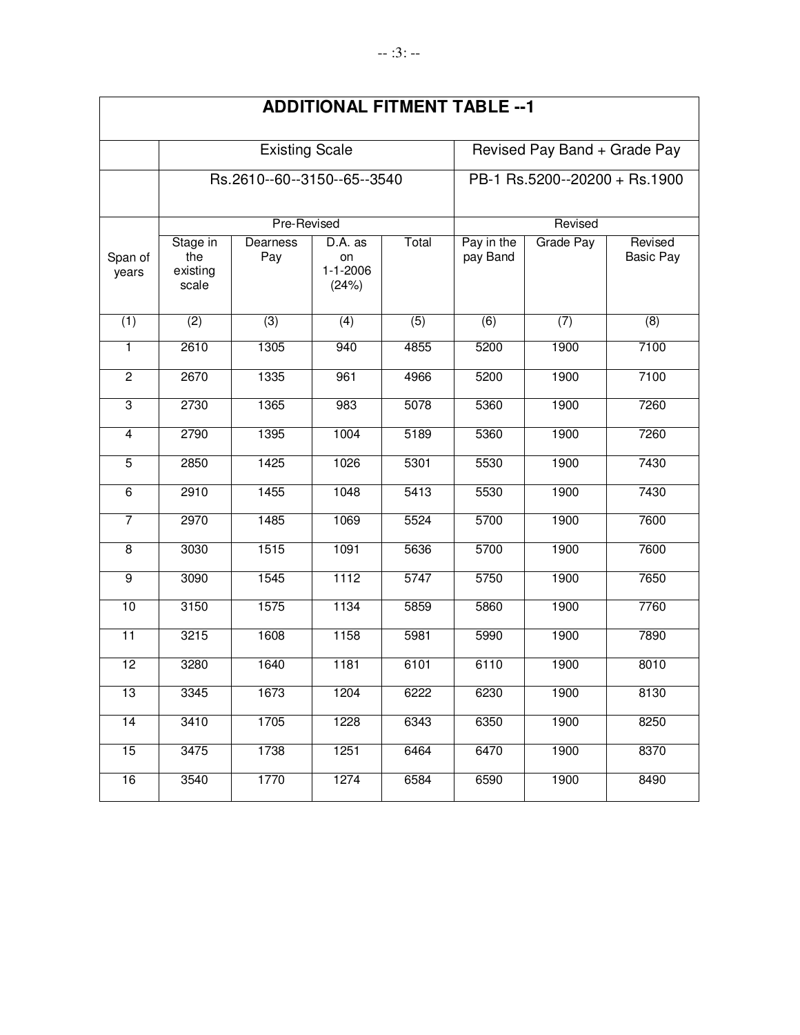## ADDITIONAL FITMENT TABLE --1

| | Existing Scale | | | | Revised Pay Band + Grade Pay | | |
|---|---|---|---|---|---|---|---|
| | Rs.2610--60--3150--65--3540 | | | | PB-1 Rs.5200--20200 + Rs.1900 | | |
| | Pre-Revised | | | | Revised | | |
| Span of years | Stage in the existing scale | Dearness Pay | D.A. as on 1-1-2006 (24%) | Total | Pay in the pay Band | Grade Pay | Revised Basic Pay |
| (1) | (2) | (3) | (4) | (5) | (6) | (7) | (8) |
| 1 | 2610 | 1305 | 940 | 4855 | 5200 | 1900 | 7100 |
| 2 | 2670 | 1335 | 961 | 4966 | 5200 | 1900 | 7100 |
| 3 | 2730 | 1365 | 983 | 5078 | 5360 | 1900 | 7260 |
| 4 | 2790 | 1395 | 1004 | 5189 | 5360 | 1900 | 7260 |
| 5 | 2850 | 1425 | 1026 | 5301 | 5530 | 1900 | 7430 |
| 6 | 2910 | 1455 | 1048 | 5413 | 5530 | 1900 | 7430 |
| 7 | 2970 | 1485 | 1069 | 5524 | 5700 | 1900 | 7600 |
| 8 | 3030 | 1515 | 1091 | 5636 | 5700 | 1900 | 7600 |
| 9 | 3090 | 1545 | 1112 | 5747 | 5750 | 1900 | 7650 |
| 10 | 3150 | 1575 | 1134 | 5859 | 5860 | 1900 | 7760 |
| 11 | 3215 | 1608 | 1158 | 5981 | 5990 | 1900 | 7890 |
| 12 | 3280 | 1640 | 1181 | 6101 | 6110 | 1900 | 8010 |
| 13 | 3345 | 1673 | 1204 | 6222 | 6230 | 1900 | 8130 |
| 14 | 3410 | 1705 | 1228 | 6343 | 6350 | 1900 | 8250 |
| 15 | 3475 | 1738 | 1251 | 6464 | 6470 | 1900 | 8370 |
| 16 | 3540 | 1770 | 1274 | 6584 | 6590 | 1900 | 8490 |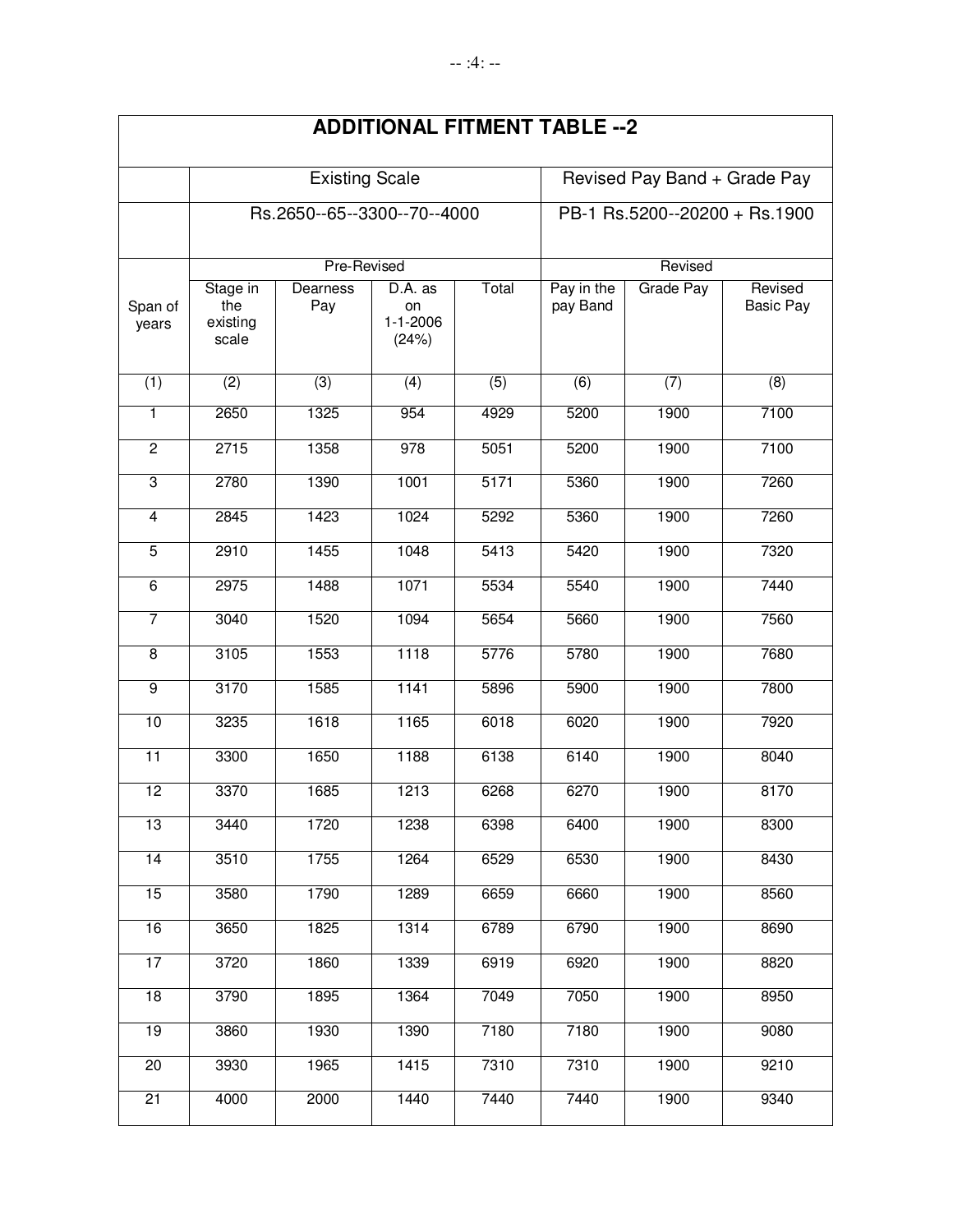## ADDITIONAL FITMENT TABLE --2

| | Existing Scale | | | | Revised Pay Band + Grade Pay | | |
|---|---|---|---|---|---|---|---|
| | Rs.2650--65--3300--70--4000 | | | | PB-1 Rs.5200--20200 + Rs.1900 | | |
| | Pre-Revised | | | | Revised | | |
| Span of years | Stage in the existing scale | Dearness Pay | D.A. as on 1-1-2006 (24%) | Total | Pay in the pay Band | Grade Pay | Revised Basic Pay |
| (1) | (2) | (3) | (4) | (5) | (6) | (7) | (8) |
| 1 | 2650 | 1325 | 954 | 4929 | 5200 | 1900 | 7100 |
| 2 | 2715 | 1358 | 978 | 5051 | 5200 | 1900 | 7100 |
| 3 | 2780 | 1390 | 1001 | 5171 | 5360 | 1900 | 7260 |
| 4 | 2845 | 1423 | 1024 | 5292 | 5360 | 1900 | 7260 |
| 5 | 2910 | 1455 | 1048 | 5413 | 5420 | 1900 | 7320 |
| 6 | 2975 | 1488 | 1071 | 5534 | 5540 | 1900 | 7440 |
| 7 | 3040 | 1520 | 1094 | 5654 | 5660 | 1900 | 7560 |
| 8 | 3105 | 1553 | 1118 | 5776 | 5780 | 1900 | 7680 |
| 9 | 3170 | 1585 | 1141 | 5896 | 5900 | 1900 | 7800 |
| 10 | 3235 | 1618 | 1165 | 6018 | 6020 | 1900 | 7920 |
| 11 | 3300 | 1650 | 1188 | 6138 | 6140 | 1900 | 8040 |
| 12 | 3370 | 1685 | 1213 | 6268 | 6270 | 1900 | 8170 |
| 13 | 3440 | 1720 | 1238 | 6398 | 6400 | 1900 | 8300 |
| 14 | 3510 | 1755 | 1264 | 6529 | 6530 | 1900 | 8430 |
| 15 | 3580 | 1790 | 1289 | 6659 | 6660 | 1900 | 8560 |
| 16 | 3650 | 1825 | 1314 | 6789 | 6790 | 1900 | 8690 |
| 17 | 3720 | 1860 | 1339 | 6919 | 6920 | 1900 | 8820 |
| 18 | 3790 | 1895 | 1364 | 7049 | 7050 | 1900 | 8950 |
| 19 | 3860 | 1930 | 1390 | 7180 | 7180 | 1900 | 9080 |
| 20 | 3930 | 1965 | 1415 | 7310 | 7310 | 1900 | 9210 |
| 21 | 4000 | 2000 | 1440 | 7440 | 7440 | 1900 | 9340 |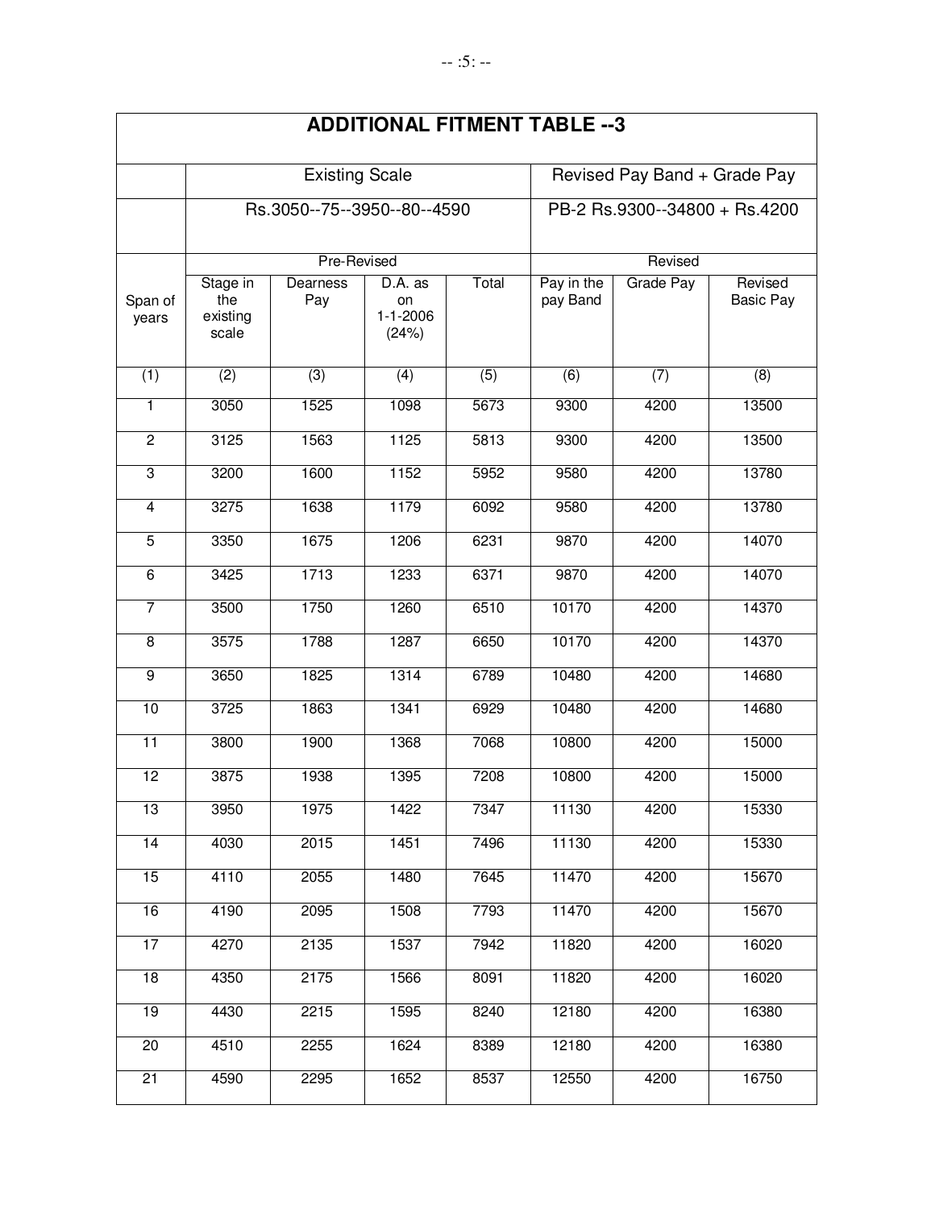## ADDITIONAL FITMENT TABLE --3

| | Existing Scale | | | | Revised Pay Band + Grade Pay | | |
|---|---|---|---|---|---|---|---|
| | Rs.3050--75--3950--80--4590 | | | | PB-2 Rs.9300--34800 + Rs.4200 | | |
| | Pre-Revised | | | | Revised | | |
| Span of years | Stage in the existing scale | Dearness Pay | D.A. as on 1-1-2006 (24%) | Total | Pay in the pay Band | Grade Pay | Revised Basic Pay |
| (1) | (2) | (3) | (4) | (5) | (6) | (7) | (8) |
| 1 | 3050 | 1525 | 1098 | 5673 | 9300 | 4200 | 13500 |
| 2 | 3125 | 1563 | 1125 | 5813 | 9300 | 4200 | 13500 |
| 3 | 3200 | 1600 | 1152 | 5952 | 9580 | 4200 | 13780 |
| 4 | 3275 | 1638 | 1179 | 6092 | 9580 | 4200 | 13780 |
| 5 | 3350 | 1675 | 1206 | 6231 | 9870 | 4200 | 14070 |
| 6 | 3425 | 1713 | 1233 | 6371 | 9870 | 4200 | 14070 |
| 7 | 3500 | 1750 | 1260 | 6510 | 10170 | 4200 | 14370 |
| 8 | 3575 | 1788 | 1287 | 6650 | 10170 | 4200 | 14370 |
| 9 | 3650 | 1825 | 1314 | 6789 | 10480 | 4200 | 14680 |
| 10 | 3725 | 1863 | 1341 | 6929 | 10480 | 4200 | 14680 |
| 11 | 3800 | 1900 | 1368 | 7068 | 10800 | 4200 | 15000 |
| 12 | 3875 | 1938 | 1395 | 7208 | 10800 | 4200 | 15000 |
| 13 | 3950 | 1975 | 1422 | 7347 | 11130 | 4200 | 15330 |
| 14 | 4030 | 2015 | 1451 | 7496 | 11130 | 4200 | 15330 |
| 15 | 4110 | 2055 | 1480 | 7645 | 11470 | 4200 | 15670 |
| 16 | 4190 | 2095 | 1508 | 7793 | 11470 | 4200 | 15670 |
| 17 | 4270 | 2135 | 1537 | 7942 | 11820 | 4200 | 16020 |
| 18 | 4350 | 2175 | 1566 | 8091 | 11820 | 4200 | 16020 |
| 19 | 4430 | 2215 | 1595 | 8240 | 12180 | 4200 | 16380 |
| 20 | 4510 | 2255 | 1624 | 8389 | 12180 | 4200 | 16380 |
| 21 | 4590 | 2295 | 1652 | 8537 | 12550 | 4200 | 16750 |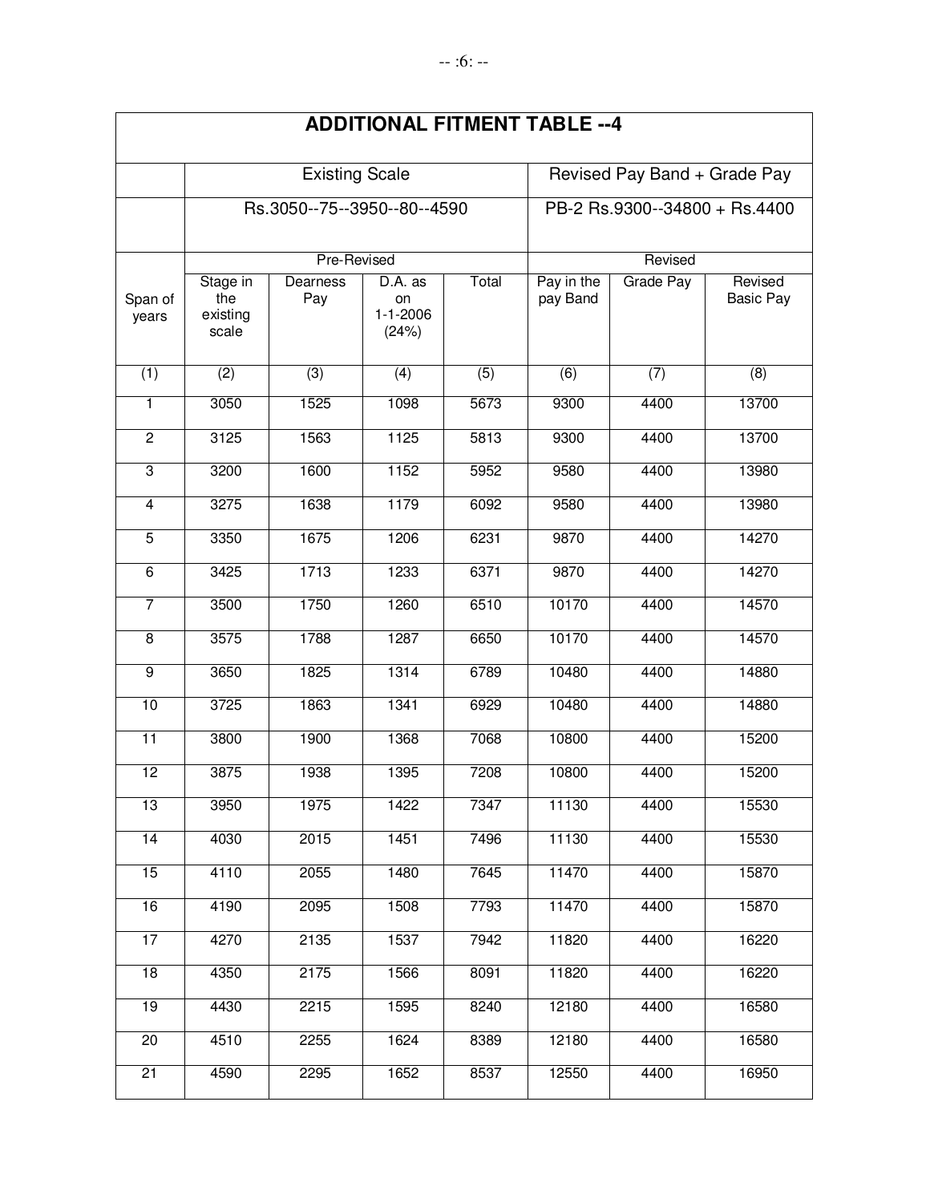## ADDITIONAL FITMENT TABLE --4

| | Existing Scale | | | | Revised Pay Band + Grade Pay | | |
|---|---|---|---|---|---|---|---|
| | Rs.3050--75--3950--80--4590 | | | | PB-2 Rs.9300--34800 + Rs.4400 | | |
| | Pre-Revised | | | | Revised | | |
| Span of years | Stage in the existing scale | Dearness Pay | D.A. as on 1-1-2006 (24%) | Total | Pay in the pay Band | Grade Pay | Revised Basic Pay |
| (1) | (2) | (3) | (4) | (5) | (6) | (7) | (8) |
| 1 | 3050 | 1525 | 1098 | 5673 | 9300 | 4400 | 13700 |
| 2 | 3125 | 1563 | 1125 | 5813 | 9300 | 4400 | 13700 |
| 3 | 3200 | 1600 | 1152 | 5952 | 9580 | 4400 | 13980 |
| 4 | 3275 | 1638 | 1179 | 6092 | 9580 | 4400 | 13980 |
| 5 | 3350 | 1675 | 1206 | 6231 | 9870 | 4400 | 14270 |
| 6 | 3425 | 1713 | 1233 | 6371 | 9870 | 4400 | 14270 |
| 7 | 3500 | 1750 | 1260 | 6510 | 10170 | 4400 | 14570 |
| 8 | 3575 | 1788 | 1287 | 6650 | 10170 | 4400 | 14570 |
| 9 | 3650 | 1825 | 1314 | 6789 | 10480 | 4400 | 14880 |
| 10 | 3725 | 1863 | 1341 | 6929 | 10480 | 4400 | 14880 |
| 11 | 3800 | 1900 | 1368 | 7068 | 10800 | 4400 | 15200 |
| 12 | 3875 | 1938 | 1395 | 7208 | 10800 | 4400 | 15200 |
| 13 | 3950 | 1975 | 1422 | 7347 | 11130 | 4400 | 15530 |
| 14 | 4030 | 2015 | 1451 | 7496 | 11130 | 4400 | 15530 |
| 15 | 4110 | 2055 | 1480 | 7645 | 11470 | 4400 | 15870 |
| 16 | 4190 | 2095 | 1508 | 7793 | 11470 | 4400 | 15870 |
| 17 | 4270 | 2135 | 1537 | 7942 | 11820 | 4400 | 16220 |
| 18 | 4350 | 2175 | 1566 | 8091 | 11820 | 4400 | 16220 |
| 19 | 4430 | 2215 | 1595 | 8240 | 12180 | 4400 | 16580 |
| 20 | 4510 | 2255 | 1624 | 8389 | 12180 | 4400 | 16580 |
| 21 | 4590 | 2295 | 1652 | 8537 | 12550 | 4400 | 16950 |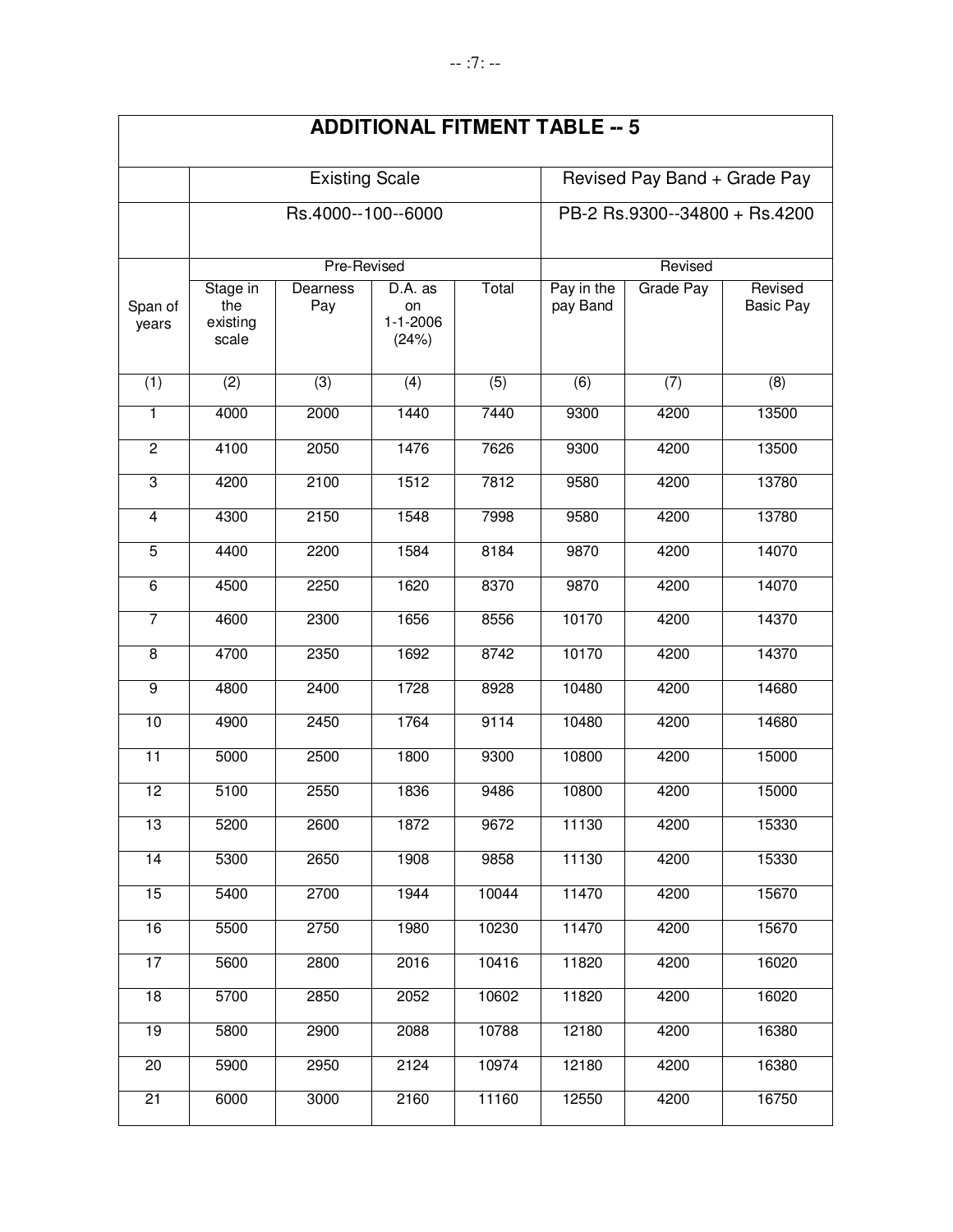# ADDITIONAL FITMENT TABLE -- 5

| | Existing Scale | | | | Revised Pay Band + Grade Pay | | |
|---|---|---|---|---|---|---|---|
| | Rs.4000--100--6000 | | | | PB-2 Rs.9300--34800 + Rs.4200 | | |
| | Pre-Revised | | | | Revised | | |
| Span of years | Stage in the existing scale | Dearness Pay | D.A. as on 1-1-2006 (24%) | Total | Pay in the pay Band | Grade Pay | Revised Basic Pay |
| (1) | (2) | (3) | (4) | (5) | (6) | (7) | (8) |
| 1 | 4000 | 2000 | 1440 | 7440 | 9300 | 4200 | 13500 |
| 2 | 4100 | 2050 | 1476 | 7626 | 9300 | 4200 | 13500 |
| 3 | 4200 | 2100 | 1512 | 7812 | 9580 | 4200 | 13780 |
| 4 | 4300 | 2150 | 1548 | 7998 | 9580 | 4200 | 13780 |
| 5 | 4400 | 2200 | 1584 | 8184 | 9870 | 4200 | 14070 |
| 6 | 4500 | 2250 | 1620 | 8370 | 9870 | 4200 | 14070 |
| 7 | 4600 | 2300 | 1656 | 8556 | 10170 | 4200 | 14370 |
| 8 | 4700 | 2350 | 1692 | 8742 | 10170 | 4200 | 14370 |
| 9 | 4800 | 2400 | 1728 | 8928 | 10480 | 4200 | 14680 |
| 10 | 4900 | 2450 | 1764 | 9114 | 10480 | 4200 | 14680 |
| 11 | 5000 | 2500 | 1800 | 9300 | 10800 | 4200 | 15000 |
| 12 | 5100 | 2550 | 1836 | 9486 | 10800 | 4200 | 15000 |
| 13 | 5200 | 2600 | 1872 | 9672 | 11130 | 4200 | 15330 |
| 14 | 5300 | 2650 | 1908 | 9858 | 11130 | 4200 | 15330 |
| 15 | 5400 | 2700 | 1944 | 10044 | 11470 | 4200 | 15670 |
| 16 | 5500 | 2750 | 1980 | 10230 | 11470 | 4200 | 15670 |
| 17 | 5600 | 2800 | 2016 | 10416 | 11820 | 4200 | 16020 |
| 18 | 5700 | 2850 | 2052 | 10602 | 11820 | 4200 | 16020 |
| 19 | 5800 | 2900 | 2088 | 10788 | 12180 | 4200 | 16380 |
| 20 | 5900 | 2950 | 2124 | 10974 | 12180 | 4200 | 16380 |
| 21 | 6000 | 3000 | 2160 | 11160 | 12550 | 4200 | 16750 |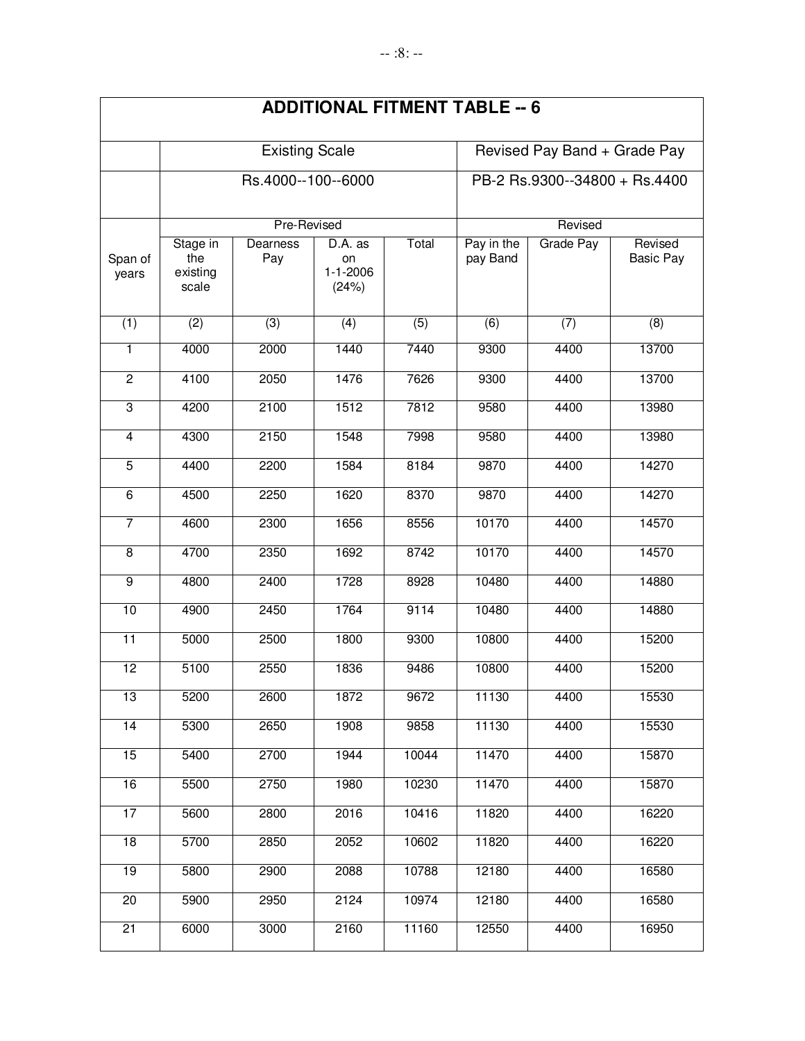## ADDITIONAL FITMENT TABLE -- 6

| | Existing Scale | | | | Revised Pay Band + Grade Pay | | |
|---|---|---|---|---|---|---|---|
| | Rs.4000--100--6000 | | | | PB-2 Rs.9300--34800 + Rs.4400 | | |
| | Pre-Revised | | | | Revised | | |
| Span of years | Stage in the existing scale | Dearness Pay | D.A. as on 1-1-2006 (24%) | Total | Pay in the pay Band | Grade Pay | Revised Basic Pay |
| (1) | (2) | (3) | (4) | (5) | (6) | (7) | (8) |
| 1 | 4000 | 2000 | 1440 | 7440 | 9300 | 4400 | 13700 |
| 2 | 4100 | 2050 | 1476 | 7626 | 9300 | 4400 | 13700 |
| 3 | 4200 | 2100 | 1512 | 7812 | 9580 | 4400 | 13980 |
| 4 | 4300 | 2150 | 1548 | 7998 | 9580 | 4400 | 13980 |
| 5 | 4400 | 2200 | 1584 | 8184 | 9870 | 4400 | 14270 |
| 6 | 4500 | 2250 | 1620 | 8370 | 9870 | 4400 | 14270 |
| 7 | 4600 | 2300 | 1656 | 8556 | 10170 | 4400 | 14570 |
| 8 | 4700 | 2350 | 1692 | 8742 | 10170 | 4400 | 14570 |
| 9 | 4800 | 2400 | 1728 | 8928 | 10480 | 4400 | 14880 |
| 10 | 4900 | 2450 | 1764 | 9114 | 10480 | 4400 | 14880 |
| 11 | 5000 | 2500 | 1800 | 9300 | 10800 | 4400 | 15200 |
| 12 | 5100 | 2550 | 1836 | 9486 | 10800 | 4400 | 15200 |
| 13 | 5200 | 2600 | 1872 | 9672 | 11130 | 4400 | 15530 |
| 14 | 5300 | 2650 | 1908 | 9858 | 11130 | 4400 | 15530 |
| 15 | 5400 | 2700 | 1944 | 10044 | 11470 | 4400 | 15870 |
| 16 | 5500 | 2750 | 1980 | 10230 | 11470 | 4400 | 15870 |
| 17 | 5600 | 2800 | 2016 | 10416 | 11820 | 4400 | 16220 |
| 18 | 5700 | 2850 | 2052 | 10602 | 11820 | 4400 | 16220 |
| 19 | 5800 | 2900 | 2088 | 10788 | 12180 | 4400 | 16580 |
| 20 | 5900 | 2950 | 2124 | 10974 | 12180 | 4400 | 16580 |
| 21 | 6000 | 3000 | 2160 | 11160 | 12550 | 4400 | 16950 |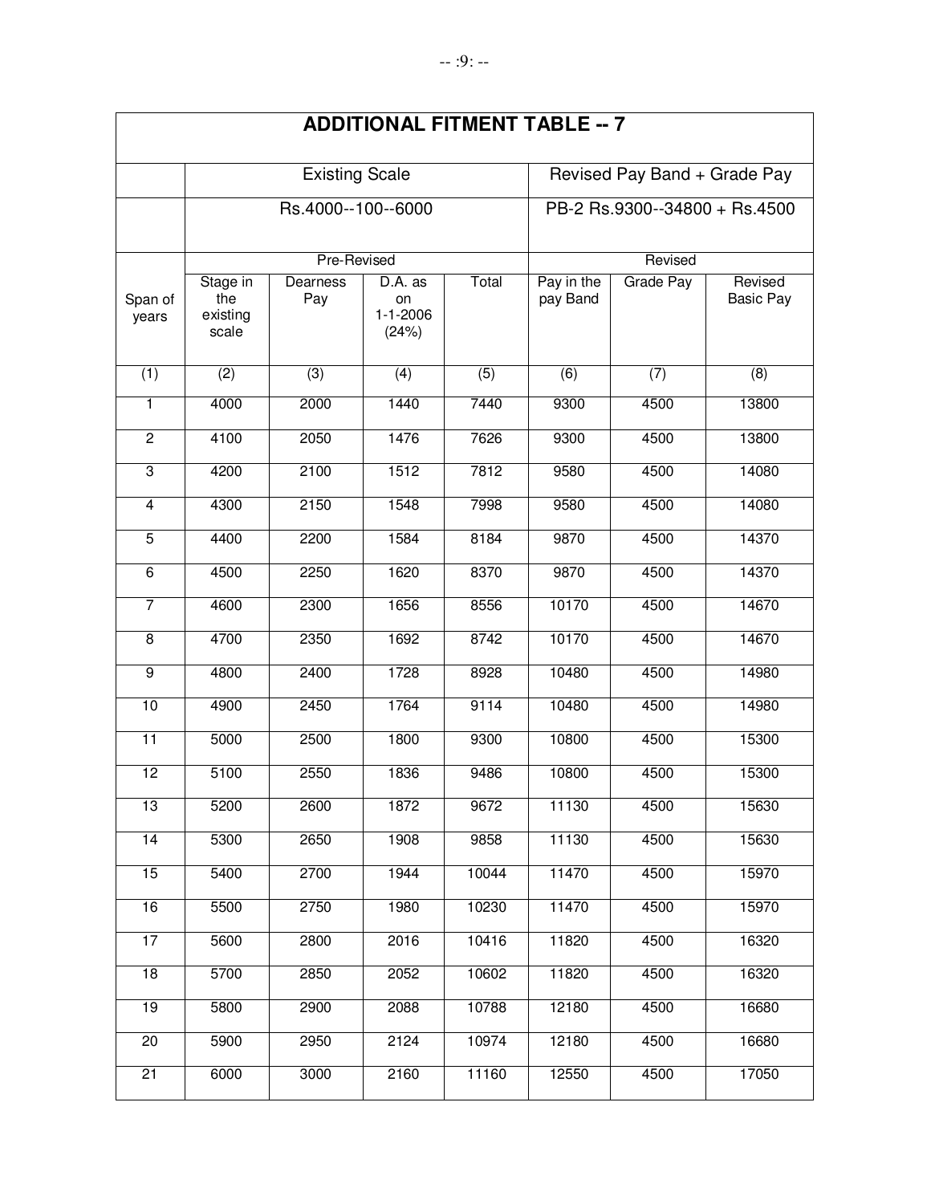# ADDITIONAL FITMENT TABLE -- 7

| | Existing Scale | | | | Revised Pay Band + Grade Pay | | |
|---|---|---|---|---|---|---|---|
| | Rs.4000--100--6000 | | | | PB-2 Rs.9300--34800 + Rs.4500 | | |
| | Pre-Revised | | | | Revised | | |
| Span of years | Stage in the existing scale | Dearness Pay | D.A. as on 1-1-2006 (24%) | Total | Pay in the pay Band | Grade Pay | Revised Basic Pay |
| (1) | (2) | (3) | (4) | (5) | (6) | (7) | (8) |
| 1 | 4000 | 2000 | 1440 | 7440 | 9300 | 4500 | 13800 |
| 2 | 4100 | 2050 | 1476 | 7626 | 9300 | 4500 | 13800 |
| 3 | 4200 | 2100 | 1512 | 7812 | 9580 | 4500 | 14080 |
| 4 | 4300 | 2150 | 1548 | 7998 | 9580 | 4500 | 14080 |
| 5 | 4400 | 2200 | 1584 | 8184 | 9870 | 4500 | 14370 |
| 6 | 4500 | 2250 | 1620 | 8370 | 9870 | 4500 | 14370 |
| 7 | 4600 | 2300 | 1656 | 8556 | 10170 | 4500 | 14670 |
| 8 | 4700 | 2350 | 1692 | 8742 | 10170 | 4500 | 14670 |
| 9 | 4800 | 2400 | 1728 | 8928 | 10480 | 4500 | 14980 |
| 10 | 4900 | 2450 | 1764 | 9114 | 10480 | 4500 | 14980 |
| 11 | 5000 | 2500 | 1800 | 9300 | 10800 | 4500 | 15300 |
| 12 | 5100 | 2550 | 1836 | 9486 | 10800 | 4500 | 15300 |
| 13 | 5200 | 2600 | 1872 | 9672 | 11130 | 4500 | 15630 |
| 14 | 5300 | 2650 | 1908 | 9858 | 11130 | 4500 | 15630 |
| 15 | 5400 | 2700 | 1944 | 10044 | 11470 | 4500 | 15970 |
| 16 | 5500 | 2750 | 1980 | 10230 | 11470 | 4500 | 15970 |
| 17 | 5600 | 2800 | 2016 | 10416 | 11820 | 4500 | 16320 |
| 18 | 5700 | 2850 | 2052 | 10602 | 11820 | 4500 | 16320 |
| 19 | 5800 | 2900 | 2088 | 10788 | 12180 | 4500 | 16680 |
| 20 | 5900 | 2950 | 2124 | 10974 | 12180 | 4500 | 16680 |
| 21 | 6000 | 3000 | 2160 | 11160 | 12550 | 4500 | 17050 |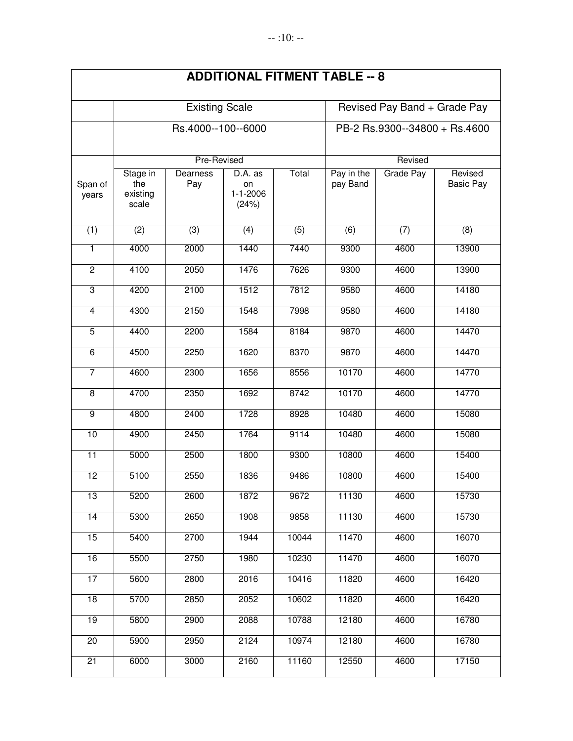## ADDITIONAL FITMENT TABLE -- 8

| | Existing Scale | | | | Revised Pay Band + Grade Pay | | |
|---|---|---|---|---|---|---|---|
| | Rs.4000--100--6000 | | | | PB-2 Rs.9300--34800 + Rs.4600 | | |
| | Pre-Revised | | | | Revised | | |
| Span of years | Stage in the existing scale | Dearness Pay | D.A. as on 1-1-2006 (24%) | Total | Pay in the pay Band | Grade Pay | Revised Basic Pay |
| (1) | (2) | (3) | (4) | (5) | (6) | (7) | (8) |
| 1 | 4000 | 2000 | 1440 | 7440 | 9300 | 4600 | 13900 |
| 2 | 4100 | 2050 | 1476 | 7626 | 9300 | 4600 | 13900 |
| 3 | 4200 | 2100 | 1512 | 7812 | 9580 | 4600 | 14180 |
| 4 | 4300 | 2150 | 1548 | 7998 | 9580 | 4600 | 14180 |
| 5 | 4400 | 2200 | 1584 | 8184 | 9870 | 4600 | 14470 |
| 6 | 4500 | 2250 | 1620 | 8370 | 9870 | 4600 | 14470 |
| 7 | 4600 | 2300 | 1656 | 8556 | 10170 | 4600 | 14770 |
| 8 | 4700 | 2350 | 1692 | 8742 | 10170 | 4600 | 14770 |
| 9 | 4800 | 2400 | 1728 | 8928 | 10480 | 4600 | 15080 |
| 10 | 4900 | 2450 | 1764 | 9114 | 10480 | 4600 | 15080 |
| 11 | 5000 | 2500 | 1800 | 9300 | 10800 | 4600 | 15400 |
| 12 | 5100 | 2550 | 1836 | 9486 | 10800 | 4600 | 15400 |
| 13 | 5200 | 2600 | 1872 | 9672 | 11130 | 4600 | 15730 |
| 14 | 5300 | 2650 | 1908 | 9858 | 11130 | 4600 | 15730 |
| 15 | 5400 | 2700 | 1944 | 10044 | 11470 | 4600 | 16070 |
| 16 | 5500 | 2750 | 1980 | 10230 | 11470 | 4600 | 16070 |
| 17 | 5600 | 2800 | 2016 | 10416 | 11820 | 4600 | 16420 |
| 18 | 5700 | 2850 | 2052 | 10602 | 11820 | 4600 | 16420 |
| 19 | 5800 | 2900 | 2088 | 10788 | 12180 | 4600 | 16780 |
| 20 | 5900 | 2950 | 2124 | 10974 | 12180 | 4600 | 16780 |
| 21 | 6000 | 3000 | 2160 | 11160 | 12550 | 4600 | 17150 |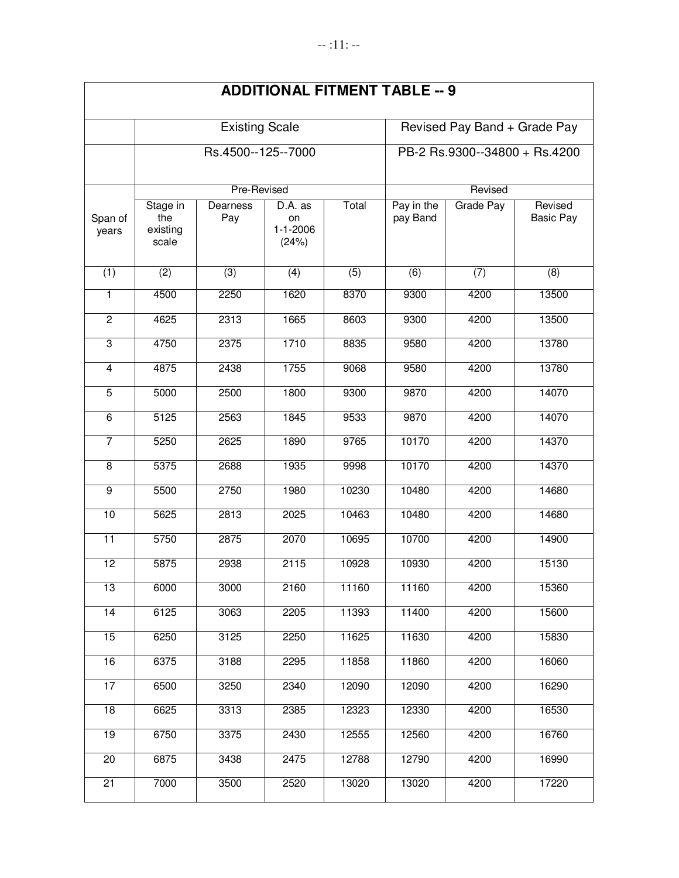## ADDITIONAL FITMENT TABLE -- 9

| | Existing Scale | | | | Revised Pay Band + Grade Pay | | |
|---|---|---|---|---|---|---|---|
| | Rs.4500--125--7000 | | | | PB-2 Rs.9300--34800 + Rs.4200 | | |
| | Pre-Revised | | | | Revised | | |
| Span of years | Stage in the existing scale | Dearness Pay | D.A. as on 1-1-2006 (24%) | Total | Pay in the pay Band | Grade Pay | Revised Basic Pay |
| (1) | (2) | (3) | (4) | (5) | (6) | (7) | (8) |
| 1 | 4500 | 2250 | 1620 | 8370 | 9300 | 4200 | 13500 |
| 2 | 4625 | 2313 | 1665 | 8603 | 9300 | 4200 | 13500 |
| 3 | 4750 | 2375 | 1710 | 8835 | 9580 | 4200 | 13780 |
| 4 | 4875 | 2438 | 1755 | 9068 | 9580 | 4200 | 13780 |
| 5 | 5000 | 2500 | 1800 | 9300 | 9870 | 4200 | 14070 |
| 6 | 5125 | 2563 | 1845 | 9533 | 9870 | 4200 | 14070 |
| 7 | 5250 | 2625 | 1890 | 9765 | 10170 | 4200 | 14370 |
| 8 | 5375 | 2688 | 1935 | 9998 | 10170 | 4200 | 14370 |
| 9 | 5500 | 2750 | 1980 | 10230 | 10480 | 4200 | 14680 |
| 10 | 5625 | 2813 | 2025 | 10463 | 10480 | 4200 | 14680 |
| 11 | 5750 | 2875 | 2070 | 10695 | 10700 | 4200 | 14900 |
| 12 | 5875 | 2938 | 2115 | 10928 | 10930 | 4200 | 15130 |
| 13 | 6000 | 3000 | 2160 | 11160 | 11160 | 4200 | 15360 |
| 14 | 6125 | 3063 | 2205 | 11393 | 11400 | 4200 | 15600 |
| 15 | 6250 | 3125 | 2250 | 11625 | 11630 | 4200 | 15830 |
| 16 | 6375 | 3188 | 2295 | 11858 | 11860 | 4200 | 16060 |
| 17 | 6500 | 3250 | 2340 | 12090 | 12090 | 4200 | 16290 |
| 18 | 6625 | 3313 | 2385 | 12323 | 12330 | 4200 | 16530 |
| 19 | 6750 | 3375 | 2430 | 12555 | 12560 | 4200 | 16760 |
| 20 | 6875 | 3438 | 2475 | 12788 | 12790 | 4200 | 16990 |
| 21 | 7000 | 3500 | 2520 | 13020 | 13020 | 4200 | 17220 |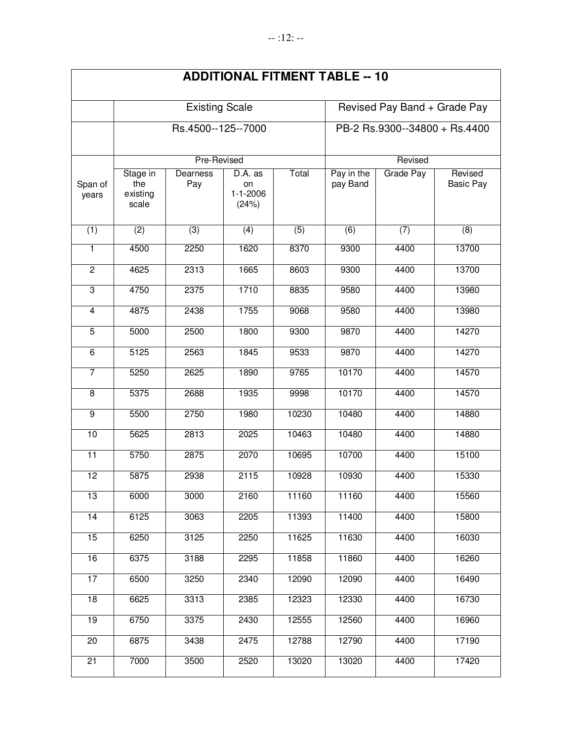## ADDITIONAL FITMENT TABLE -- 10

| | Existing Scale | | | | Revised Pay Band + Grade Pay | | |
|---|---|---|---|---|---|---|---|
| | Rs.4500--125--7000 | | | | PB-2 Rs.9300--34800 + Rs.4400 | | |
| | Pre-Revised | | | | Revised | | |
| Span of years | Stage in the existing scale | Dearness Pay | D.A. as on 1-1-2006 (24%) | Total | Pay in the pay Band | Grade Pay | Revised Basic Pay |
| (1) | (2) | (3) | (4) | (5) | (6) | (7) | (8) |
| 1 | 4500 | 2250 | 1620 | 8370 | 9300 | 4400 | 13700 |
| 2 | 4625 | 2313 | 1665 | 8603 | 9300 | 4400 | 13700 |
| 3 | 4750 | 2375 | 1710 | 8835 | 9580 | 4400 | 13980 |
| 4 | 4875 | 2438 | 1755 | 9068 | 9580 | 4400 | 13980 |
| 5 | 5000 | 2500 | 1800 | 9300 | 9870 | 4400 | 14270 |
| 6 | 5125 | 2563 | 1845 | 9533 | 9870 | 4400 | 14270 |
| 7 | 5250 | 2625 | 1890 | 9765 | 10170 | 4400 | 14570 |
| 8 | 5375 | 2688 | 1935 | 9998 | 10170 | 4400 | 14570 |
| 9 | 5500 | 2750 | 1980 | 10230 | 10480 | 4400 | 14880 |
| 10 | 5625 | 2813 | 2025 | 10463 | 10480 | 4400 | 14880 |
| 11 | 5750 | 2875 | 2070 | 10695 | 10700 | 4400 | 15100 |
| 12 | 5875 | 2938 | 2115 | 10928 | 10930 | 4400 | 15330 |
| 13 | 6000 | 3000 | 2160 | 11160 | 11160 | 4400 | 15560 |
| 14 | 6125 | 3063 | 2205 | 11393 | 11400 | 4400 | 15800 |
| 15 | 6250 | 3125 | 2250 | 11625 | 11630 | 4400 | 16030 |
| 16 | 6375 | 3188 | 2295 | 11858 | 11860 | 4400 | 16260 |
| 17 | 6500 | 3250 | 2340 | 12090 | 12090 | 4400 | 16490 |
| 18 | 6625 | 3313 | 2385 | 12323 | 12330 | 4400 | 16730 |
| 19 | 6750 | 3375 | 2430 | 12555 | 12560 | 4400 | 16960 |
| 20 | 6875 | 3438 | 2475 | 12788 | 12790 | 4400 | 17190 |
| 21 | 7000 | 3500 | 2520 | 13020 | 13020 | 4400 | 17420 |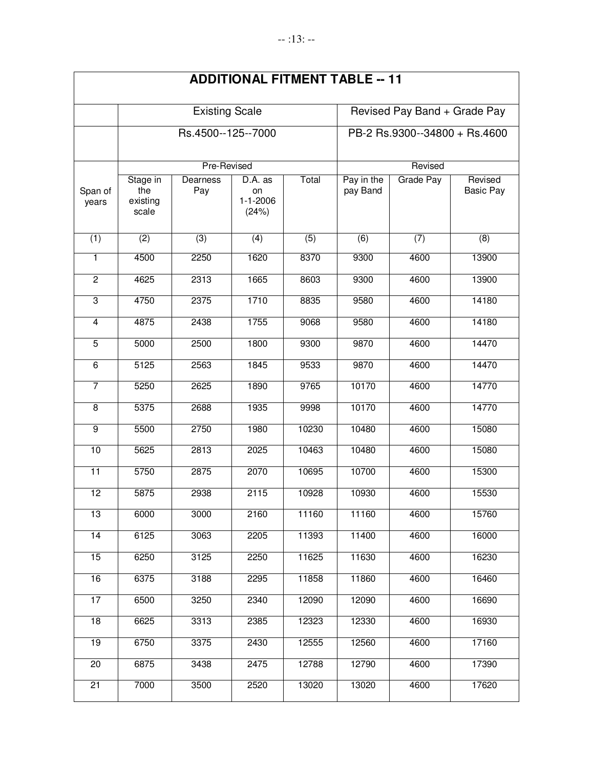## ADDITIONAL FITMENT TABLE -- 11

| | Existing Scale | | | | Revised Pay Band + Grade Pay | | |
|---|---|---|---|---|---|---|---|
| | Rs.4500--125--7000 | | | | PB-2 Rs.9300--34800 + Rs.4600 | | |
| | Pre-Revised | | | | Revised | | |
| Span of years | Stage in the existing scale | Dearness Pay | D.A. as on 1-1-2006 (24%) | Total | Pay in the pay Band | Grade Pay | Revised Basic Pay |
| (1) | (2) | (3) | (4) | (5) | (6) | (7) | (8) |
| 1 | 4500 | 2250 | 1620 | 8370 | 9300 | 4600 | 13900 |
| 2 | 4625 | 2313 | 1665 | 8603 | 9300 | 4600 | 13900 |
| 3 | 4750 | 2375 | 1710 | 8835 | 9580 | 4600 | 14180 |
| 4 | 4875 | 2438 | 1755 | 9068 | 9580 | 4600 | 14180 |
| 5 | 5000 | 2500 | 1800 | 9300 | 9870 | 4600 | 14470 |
| 6 | 5125 | 2563 | 1845 | 9533 | 9870 | 4600 | 14470 |
| 7 | 5250 | 2625 | 1890 | 9765 | 10170 | 4600 | 14770 |
| 8 | 5375 | 2688 | 1935 | 9998 | 10170 | 4600 | 14770 |
| 9 | 5500 | 2750 | 1980 | 10230 | 10480 | 4600 | 15080 |
| 10 | 5625 | 2813 | 2025 | 10463 | 10480 | 4600 | 15080 |
| 11 | 5750 | 2875 | 2070 | 10695 | 10700 | 4600 | 15300 |
| 12 | 5875 | 2938 | 2115 | 10928 | 10930 | 4600 | 15530 |
| 13 | 6000 | 3000 | 2160 | 11160 | 11160 | 4600 | 15760 |
| 14 | 6125 | 3063 | 2205 | 11393 | 11400 | 4600 | 16000 |
| 15 | 6250 | 3125 | 2250 | 11625 | 11630 | 4600 | 16230 |
| 16 | 6375 | 3188 | 2295 | 11858 | 11860 | 4600 | 16460 |
| 17 | 6500 | 3250 | 2340 | 12090 | 12090 | 4600 | 16690 |
| 18 | 6625 | 3313 | 2385 | 12323 | 12330 | 4600 | 16930 |
| 19 | 6750 | 3375 | 2430 | 12555 | 12560 | 4600 | 17160 |
| 20 | 6875 | 3438 | 2475 | 12788 | 12790 | 4600 | 17390 |
| 21 | 7000 | 3500 | 2520 | 13020 | 13020 | 4600 | 17620 |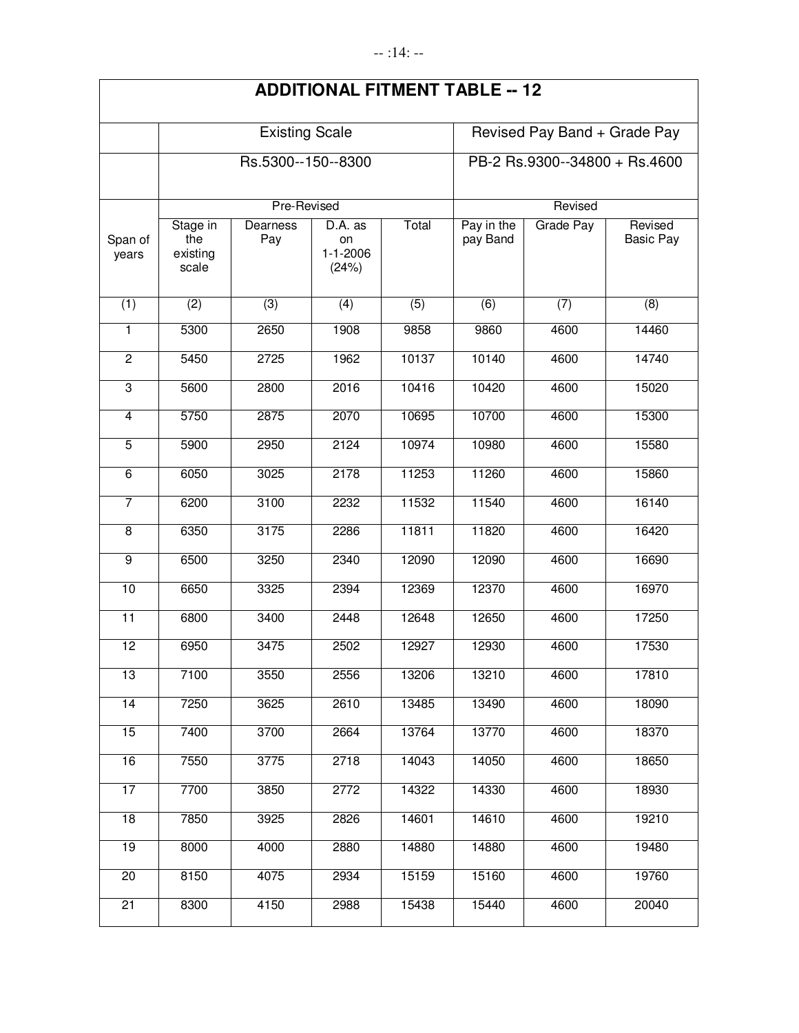## ADDITIONAL FITMENT TABLE -- 12

| | Existing Scale | | | | Revised Pay Band + Grade Pay | | |
|---|---|---|---|---|---|---|---|
| | Rs.5300--150--8300 | | | | PB-2 Rs.9300--34800 + Rs.4600 | | |
| | Pre-Revised | | | | Revised | | |
| Span of years | Stage in the existing scale | Dearness Pay | D.A. as on 1-1-2006 (24%) | Total | Pay in the pay Band | Grade Pay | Revised Basic Pay |
| (1) | (2) | (3) | (4) | (5) | (6) | (7) | (8) |
| 1 | 5300 | 2650 | 1908 | 9858 | 9860 | 4600 | 14460 |
| 2 | 5450 | 2725 | 1962 | 10137 | 10140 | 4600 | 14740 |
| 3 | 5600 | 2800 | 2016 | 10416 | 10420 | 4600 | 15020 |
| 4 | 5750 | 2875 | 2070 | 10695 | 10700 | 4600 | 15300 |
| 5 | 5900 | 2950 | 2124 | 10974 | 10980 | 4600 | 15580 |
| 6 | 6050 | 3025 | 2178 | 11253 | 11260 | 4600 | 15860 |
| 7 | 6200 | 3100 | 2232 | 11532 | 11540 | 4600 | 16140 |
| 8 | 6350 | 3175 | 2286 | 11811 | 11820 | 4600 | 16420 |
| 9 | 6500 | 3250 | 2340 | 12090 | 12090 | 4600 | 16690 |
| 10 | 6650 | 3325 | 2394 | 12369 | 12370 | 4600 | 16970 |
| 11 | 6800 | 3400 | 2448 | 12648 | 12650 | 4600 | 17250 |
| 12 | 6950 | 3475 | 2502 | 12927 | 12930 | 4600 | 17530 |
| 13 | 7100 | 3550 | 2556 | 13206 | 13210 | 4600 | 17810 |
| 14 | 7250 | 3625 | 2610 | 13485 | 13490 | 4600 | 18090 |
| 15 | 7400 | 3700 | 2664 | 13764 | 13770 | 4600 | 18370 |
| 16 | 7550 | 3775 | 2718 | 14043 | 14050 | 4600 | 18650 |
| 17 | 7700 | 3850 | 2772 | 14322 | 14330 | 4600 | 18930 |
| 18 | 7850 | 3925 | 2826 | 14601 | 14610 | 4600 | 19210 |
| 19 | 8000 | 4000 | 2880 | 14880 | 14880 | 4600 | 19480 |
| 20 | 8150 | 4075 | 2934 | 15159 | 15160 | 4600 | 19760 |
| 21 | 8300 | 4150 | 2988 | 15438 | 15440 | 4600 | 20040 |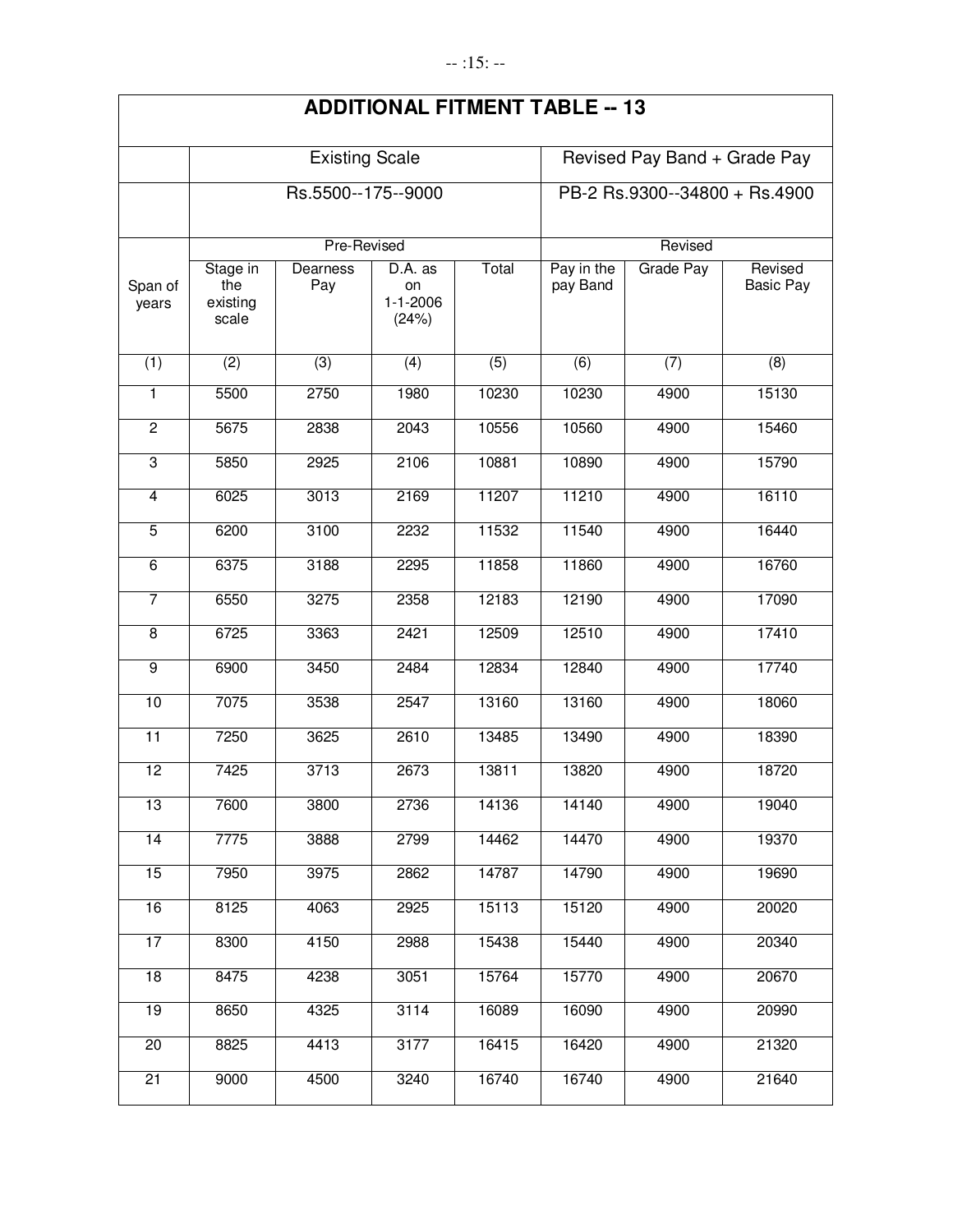## ADDITIONAL FITMENT TABLE -- 13

| | Existing Scale | | | | Revised Pay Band + Grade Pay | | |
|---|---|---|---|---|---|---|---|
| | Rs.5500--175--9000 | | | | PB-2 Rs.9300--34800 + Rs.4900 | | |
| | Pre-Revised | | | | Revised | | |
| Span of years | Stage in the existing scale | Dearness Pay | D.A. as on 1-1-2006 (24%) | Total | Pay in the pay Band | Grade Pay | Revised Basic Pay |
| (1) | (2) | (3) | (4) | (5) | (6) | (7) | (8) |
| 1 | 5500 | 2750 | 1980 | 10230 | 10230 | 4900 | 15130 |
| 2 | 5675 | 2838 | 2043 | 10556 | 10560 | 4900 | 15460 |
| 3 | 5850 | 2925 | 2106 | 10881 | 10890 | 4900 | 15790 |
| 4 | 6025 | 3013 | 2169 | 11207 | 11210 | 4900 | 16110 |
| 5 | 6200 | 3100 | 2232 | 11532 | 11540 | 4900 | 16440 |
| 6 | 6375 | 3188 | 2295 | 11858 | 11860 | 4900 | 16760 |
| 7 | 6550 | 3275 | 2358 | 12183 | 12190 | 4900 | 17090 |
| 8 | 6725 | 3363 | 2421 | 12509 | 12510 | 4900 | 17410 |
| 9 | 6900 | 3450 | 2484 | 12834 | 12840 | 4900 | 17740 |
| 10 | 7075 | 3538 | 2547 | 13160 | 13160 | 4900 | 18060 |
| 11 | 7250 | 3625 | 2610 | 13485 | 13490 | 4900 | 18390 |
| 12 | 7425 | 3713 | 2673 | 13811 | 13820 | 4900 | 18720 |
| 13 | 7600 | 3800 | 2736 | 14136 | 14140 | 4900 | 19040 |
| 14 | 7775 | 3888 | 2799 | 14462 | 14470 | 4900 | 19370 |
| 15 | 7950 | 3975 | 2862 | 14787 | 14790 | 4900 | 19690 |
| 16 | 8125 | 4063 | 2925 | 15113 | 15120 | 4900 | 20020 |
| 17 | 8300 | 4150 | 2988 | 15438 | 15440 | 4900 | 20340 |
| 18 | 8475 | 4238 | 3051 | 15764 | 15770 | 4900 | 20670 |
| 19 | 8650 | 4325 | 3114 | 16089 | 16090 | 4900 | 20990 |
| 20 | 8825 | 4413 | 3177 | 16415 | 16420 | 4900 | 21320 |
| 21 | 9000 | 4500 | 3240 | 16740 | 16740 | 4900 | 21640 |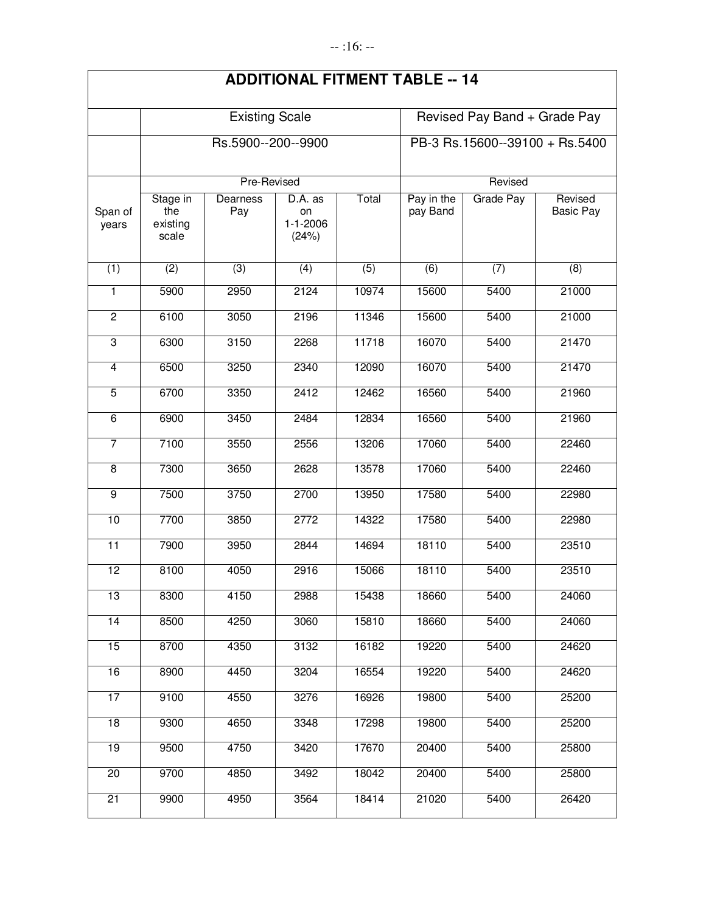## ADDITIONAL FITMENT TABLE -- 14

| | Existing Scale | | | | Revised Pay Band + Grade Pay | | |
|---|---|---|---|---|---|---|---|
| | Rs.5900--200--9900 | | | | PB-3 Rs.15600--39100 + Rs.5400 | | |
| | Pre-Revised | | | | Revised | | |
| Span of years | Stage in the existing scale | Dearness Pay | D.A. as on 1-1-2006 (24%) | Total | Pay in the pay Band | Grade Pay | Revised Basic Pay |
| (1) | (2) | (3) | (4) | (5) | (6) | (7) | (8) |
| 1 | 5900 | 2950 | 2124 | 10974 | 15600 | 5400 | 21000 |
| 2 | 6100 | 3050 | 2196 | 11346 | 15600 | 5400 | 21000 |
| 3 | 6300 | 3150 | 2268 | 11718 | 16070 | 5400 | 21470 |
| 4 | 6500 | 3250 | 2340 | 12090 | 16070 | 5400 | 21470 |
| 5 | 6700 | 3350 | 2412 | 12462 | 16560 | 5400 | 21960 |
| 6 | 6900 | 3450 | 2484 | 12834 | 16560 | 5400 | 21960 |
| 7 | 7100 | 3550 | 2556 | 13206 | 17060 | 5400 | 22460 |
| 8 | 7300 | 3650 | 2628 | 13578 | 17060 | 5400 | 22460 |
| 9 | 7500 | 3750 | 2700 | 13950 | 17580 | 5400 | 22980 |
| 10 | 7700 | 3850 | 2772 | 14322 | 17580 | 5400 | 22980 |
| 11 | 7900 | 3950 | 2844 | 14694 | 18110 | 5400 | 23510 |
| 12 | 8100 | 4050 | 2916 | 15066 | 18110 | 5400 | 23510 |
| 13 | 8300 | 4150 | 2988 | 15438 | 18660 | 5400 | 24060 |
| 14 | 8500 | 4250 | 3060 | 15810 | 18660 | 5400 | 24060 |
| 15 | 8700 | 4350 | 3132 | 16182 | 19220 | 5400 | 24620 |
| 16 | 8900 | 4450 | 3204 | 16554 | 19220 | 5400 | 24620 |
| 17 | 9100 | 4550 | 3276 | 16926 | 19800 | 5400 | 25200 |
| 18 | 9300 | 4650 | 3348 | 17298 | 19800 | 5400 | 25200 |
| 19 | 9500 | 4750 | 3420 | 17670 | 20400 | 5400 | 25800 |
| 20 | 9700 | 4850 | 3492 | 18042 | 20400 | 5400 | 25800 |
| 21 | 9900 | 4950 | 3564 | 18414 | 21020 | 5400 | 26420 |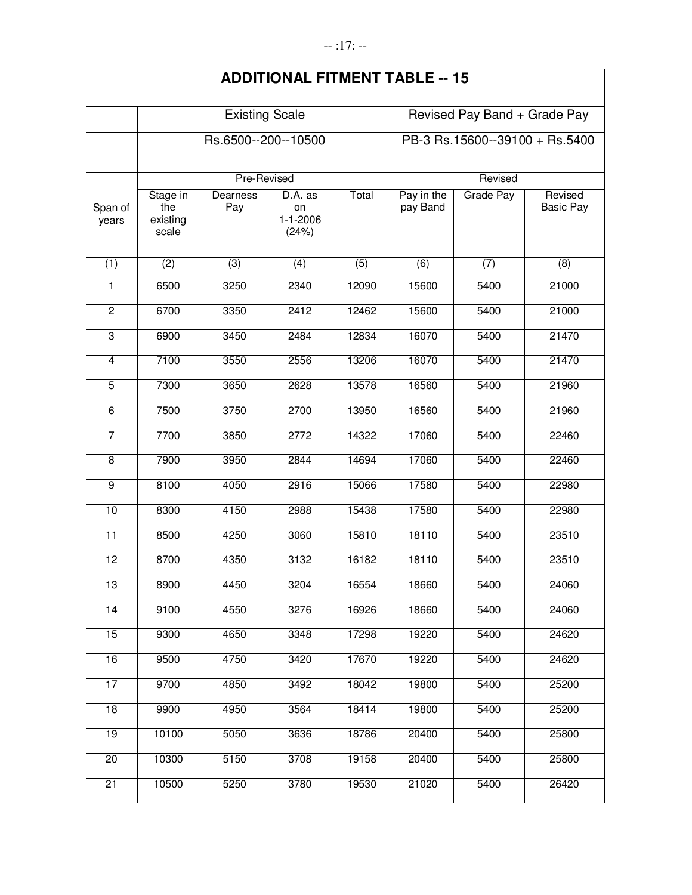# ADDITIONAL FITMENT TABLE -- 15

| | Existing Scale | | | | Revised Pay Band + Grade Pay | | |
|---|---|---|---|---|---|---|---|
| | Rs.6500--200--10500 | | | | PB-3 Rs.15600--39100 + Rs.5400 | | |
| | Pre-Revised | | | | Revised | | |
| Span of years | Stage in the existing scale | Dearness Pay | D.A. as on 1-1-2006 (24%) | Total | Pay in the pay Band | Grade Pay | Revised Basic Pay |
| (1) | (2) | (3) | (4) | (5) | (6) | (7) | (8) |
| 1 | 6500 | 3250 | 2340 | 12090 | 15600 | 5400 | 21000 |
| 2 | 6700 | 3350 | 2412 | 12462 | 15600 | 5400 | 21000 |
| 3 | 6900 | 3450 | 2484 | 12834 | 16070 | 5400 | 21470 |
| 4 | 7100 | 3550 | 2556 | 13206 | 16070 | 5400 | 21470 |
| 5 | 7300 | 3650 | 2628 | 13578 | 16560 | 5400 | 21960 |
| 6 | 7500 | 3750 | 2700 | 13950 | 16560 | 5400 | 21960 |
| 7 | 7700 | 3850 | 2772 | 14322 | 17060 | 5400 | 22460 |
| 8 | 7900 | 3950 | 2844 | 14694 | 17060 | 5400 | 22460 |
| 9 | 8100 | 4050 | 2916 | 15066 | 17580 | 5400 | 22980 |
| 10 | 8300 | 4150 | 2988 | 15438 | 17580 | 5400 | 22980 |
| 11 | 8500 | 4250 | 3060 | 15810 | 18110 | 5400 | 23510 |
| 12 | 8700 | 4350 | 3132 | 16182 | 18110 | 5400 | 23510 |
| 13 | 8900 | 4450 | 3204 | 16554 | 18660 | 5400 | 24060 |
| 14 | 9100 | 4550 | 3276 | 16926 | 18660 | 5400 | 24060 |
| 15 | 9300 | 4650 | 3348 | 17298 | 19220 | 5400 | 24620 |
| 16 | 9500 | 4750 | 3420 | 17670 | 19220 | 5400 | 24620 |
| 17 | 9700 | 4850 | 3492 | 18042 | 19800 | 5400 | 25200 |
| 18 | 9900 | 4950 | 3564 | 18414 | 19800 | 5400 | 25200 |
| 19 | 10100 | 5050 | 3636 | 18786 | 20400 | 5400 | 25800 |
| 20 | 10300 | 5150 | 3708 | 19158 | 20400 | 5400 | 25800 |
| 21 | 10500 | 5250 | 3780 | 19530 | 21020 | 5400 | 26420 |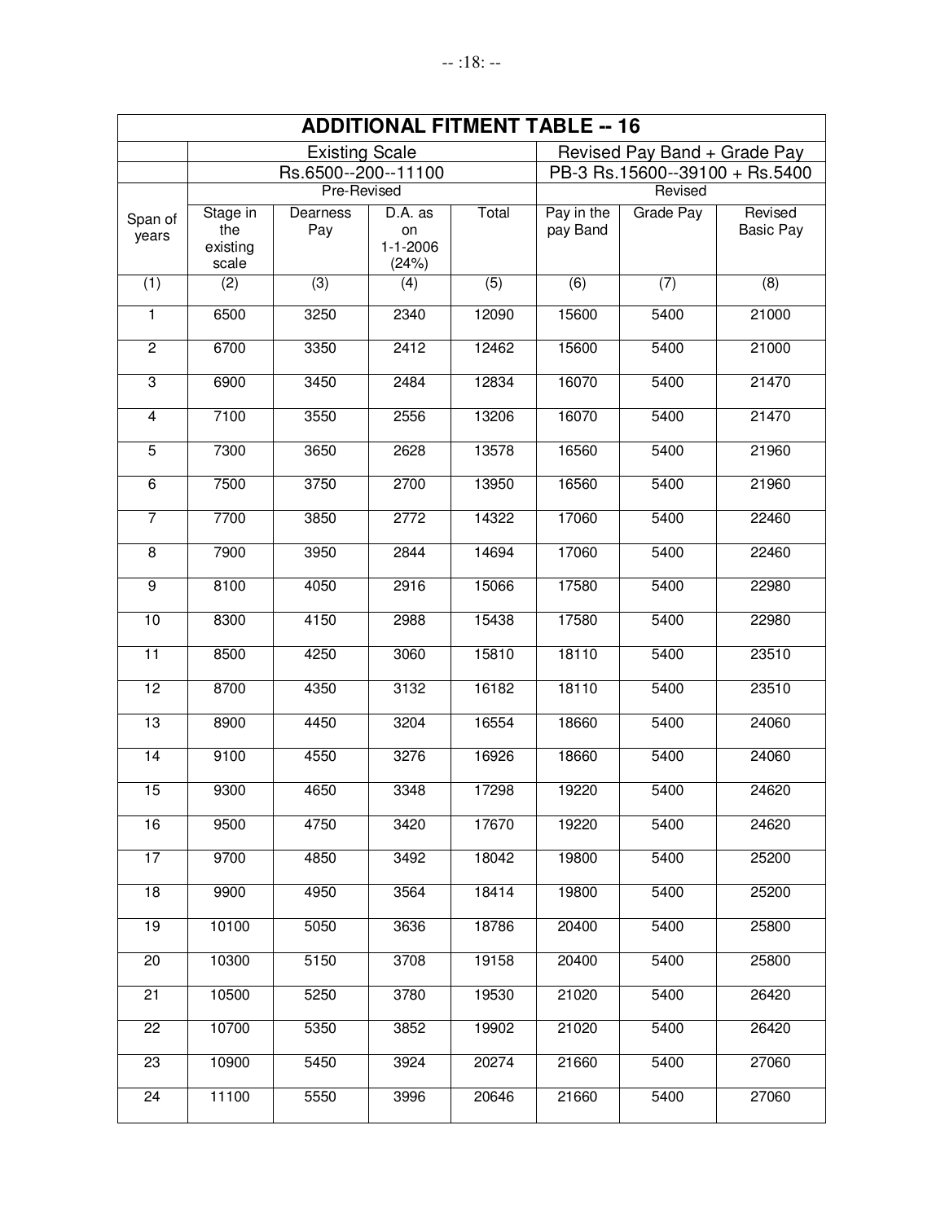## ADDITIONAL FITMENT TABLE -- 16

| | Existing Scale | | | | Revised Pay Band + Grade Pay | | |
|---|---|---|---|---|---|---|---|
| | Rs.6500--200--11100 | | | | PB-3 Rs.15600--39100 + Rs.5400 | | |
| | Pre-Revised | | | | Revised | | |
| Span of years | Stage in the existing scale | Dearness Pay | D.A. as on 1-1-2006 (24%) | Total | Pay in the pay Band | Grade Pay | Revised Basic Pay |
| (1) | (2) | (3) | (4) | (5) | (6) | (7) | (8) |
| 1 | 6500 | 3250 | 2340 | 12090 | 15600 | 5400 | 21000 |
| 2 | 6700 | 3350 | 2412 | 12462 | 15600 | 5400 | 21000 |
| 3 | 6900 | 3450 | 2484 | 12834 | 16070 | 5400 | 21470 |
| 4 | 7100 | 3550 | 2556 | 13206 | 16070 | 5400 | 21470 |
| 5 | 7300 | 3650 | 2628 | 13578 | 16560 | 5400 | 21960 |
| 6 | 7500 | 3750 | 2700 | 13950 | 16560 | 5400 | 21960 |
| 7 | 7700 | 3850 | 2772 | 14322 | 17060 | 5400 | 22460 |
| 8 | 7900 | 3950 | 2844 | 14694 | 17060 | 5400 | 22460 |
| 9 | 8100 | 4050 | 2916 | 15066 | 17580 | 5400 | 22980 |
| 10 | 8300 | 4150 | 2988 | 15438 | 17580 | 5400 | 22980 |
| 11 | 8500 | 4250 | 3060 | 15810 | 18110 | 5400 | 23510 |
| 12 | 8700 | 4350 | 3132 | 16182 | 18110 | 5400 | 23510 |
| 13 | 8900 | 4450 | 3204 | 16554 | 18660 | 5400 | 24060 |
| 14 | 9100 | 4550 | 3276 | 16926 | 18660 | 5400 | 24060 |
| 15 | 9300 | 4650 | 3348 | 17298 | 19220 | 5400 | 24620 |
| 16 | 9500 | 4750 | 3420 | 17670 | 19220 | 5400 | 24620 |
| 17 | 9700 | 4850 | 3492 | 18042 | 19800 | 5400 | 25200 |
| 18 | 9900 | 4950 | 3564 | 18414 | 19800 | 5400 | 25200 |
| 19 | 10100 | 5050 | 3636 | 18786 | 20400 | 5400 | 25800 |
| 20 | 10300 | 5150 | 3708 | 19158 | 20400 | 5400 | 25800 |
| 21 | 10500 | 5250 | 3780 | 19530 | 21020 | 5400 | 26420 |
| 22 | 10700 | 5350 | 3852 | 19902 | 21020 | 5400 | 26420 |
| 23 | 10900 | 5450 | 3924 | 20274 | 21660 | 5400 | 27060 |
| 24 | 11100 | 5550 | 3996 | 20646 | 21660 | 5400 | 27060 |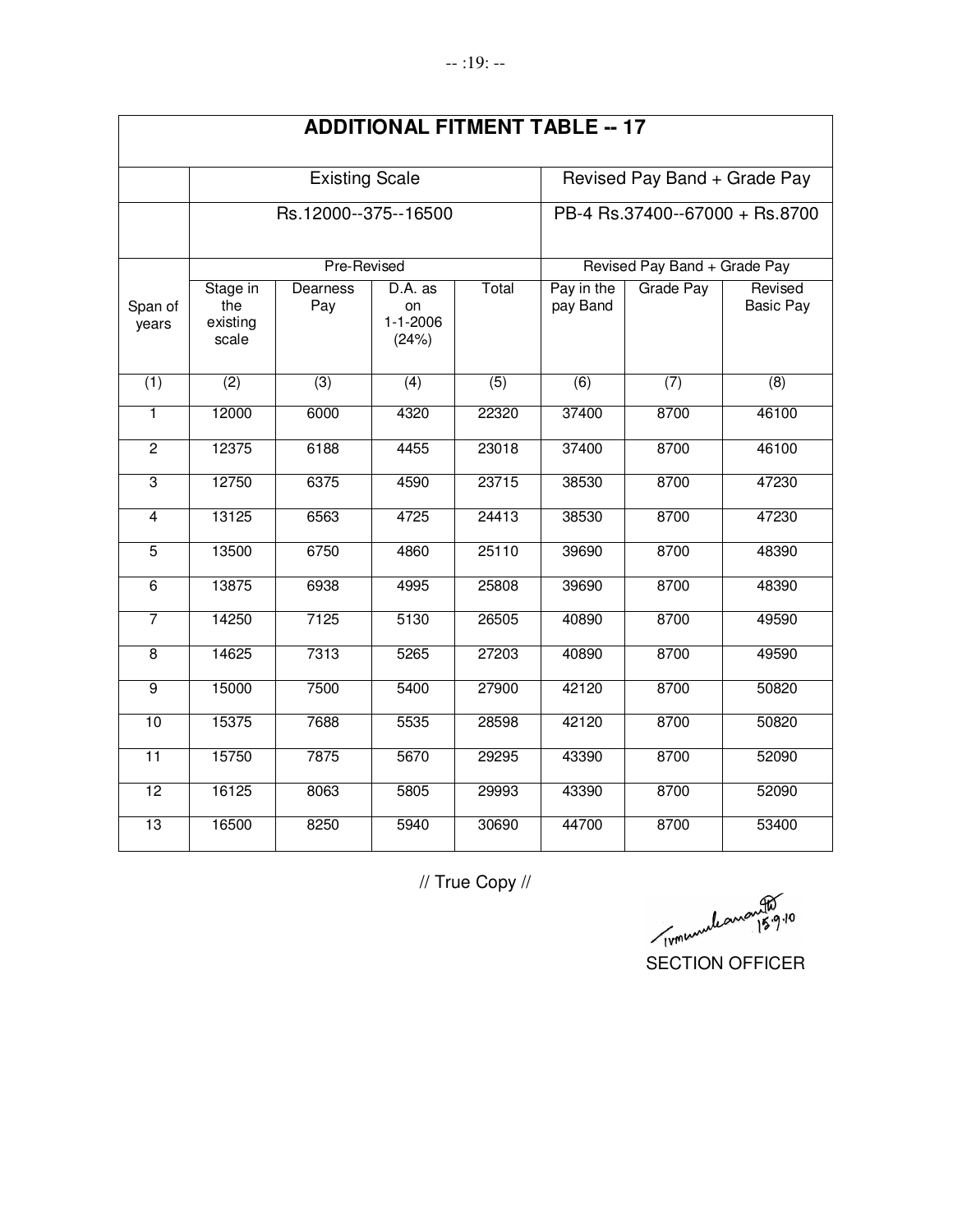## ADDITIONAL FITMENT TABLE -- 17

| | Existing Scale | | | | Revised Pay Band + Grade Pay | | |
|---|---|---|---|---|---|---|---|
| | Rs.12000--375--16500 | | | | PB-4 Rs.37400--67000 + Rs.8700 | | |
| | Pre-Revised | | | | Revised Pay Band + Grade Pay | | |
| Span of years | Stage in the existing scale | Dearness Pay | D.A. as on 1-1-2006 (24%) | Total | Pay in the pay Band | Grade Pay | Revised Basic Pay |
| (1) | (2) | (3) | (4) | (5) | (6) | (7) | (8) |
| 1 | 12000 | 6000 | 4320 | 22320 | 37400 | 8700 | 46100 |
| 2 | 12375 | 6188 | 4455 | 23018 | 37400 | 8700 | 46100 |
| 3 | 12750 | 6375 | 4590 | 23715 | 38530 | 8700 | 47230 |
| 4 | 13125 | 6563 | 4725 | 24413 | 38530 | 8700 | 47230 |
| 5 | 13500 | 6750 | 4860 | 25110 | 39690 | 8700 | 48390 |
| 6 | 13875 | 6938 | 4995 | 25808 | 39690 | 8700 | 48390 |
| 7 | 14250 | 7125 | 5130 | 26505 | 40890 | 8700 | 49590 |
| 8 | 14625 | 7313 | 5265 | 27203 | 40890 | 8700 | 49590 |
| 9 | 15000 | 7500 | 5400 | 27900 | 42120 | 8700 | 50820 |
| 10 | 15375 | 7688 | 5535 | 28598 | 42120 | 8700 | 50820 |
| 11 | 15750 | 7875 | 5670 | 29295 | 43390 | 8700 | 52090 |
| 12 | 16125 | 8063 | 5805 | 29993 | 43390 | 8700 | 52090 |
| 13 | 16500 | 8250 | 5940 | 30690 | 44700 | 8700 | 53400 |

// True Copy //

15.9.10

SECTION OFFICER